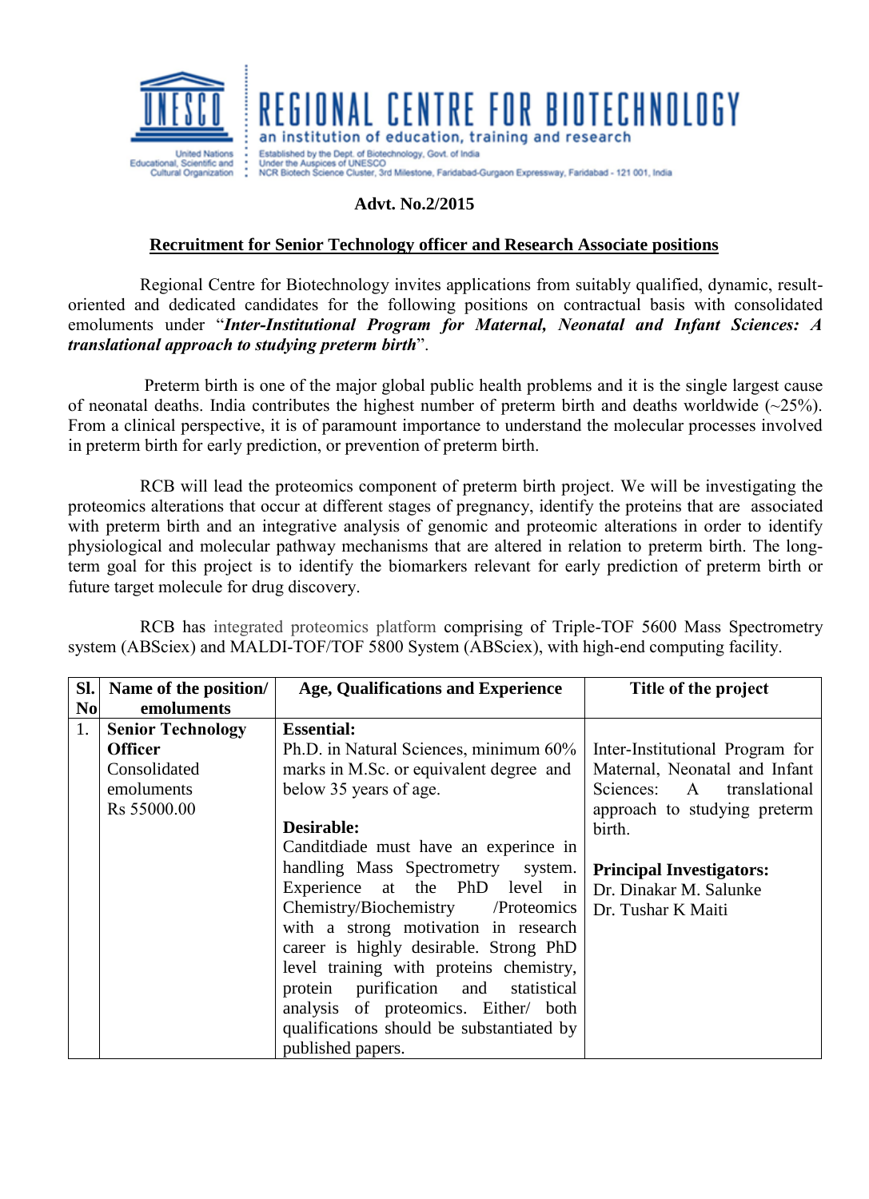# REGIONAL CENTRE FOR BIOTECHNOLOGY

an institution of education, training and research

Established by the Dept. of Biotechnology, Govt. of India
Under the Auspices of UNESCO
NCR Biotech Science Cluster, 3rd Milestone, Faridabad-Gurgaon Expressway, Faridabad - 121 001, India

United Nations Educational, Scientific and Cultural Organization

**Advt. No.2/2015**

## Recruitment for Senior Technology officer and Research Associate positions

Regional Centre for Biotechnology invites applications from suitably qualified, dynamic, result-oriented and dedicated candidates for the following positions on contractual basis with consolidated emoluments under "***Inter-Institutional Program for Maternal, Neonatal and Infant Sciences: A translational approach to studying preterm birth***".

Preterm birth is one of the major global public health problems and it is the single largest cause of neonatal deaths. India contributes the highest number of preterm birth and deaths worldwide (~25%). From a clinical perspective, it is of paramount importance to understand the molecular processes involved in preterm birth for early prediction, or prevention of preterm birth.

RCB will lead the proteomics component of preterm birth project. We will be investigating the proteomics alterations that occur at different stages of pregnancy, identify the proteins that are associated with preterm birth and an integrative analysis of genomic and proteomic alterations in order to identify physiological and molecular pathway mechanisms that are altered in relation to preterm birth. The long-term goal for this project is to identify the biomarkers relevant for early prediction of preterm birth or future target molecule for drug discovery.

RCB has integrated proteomics platform comprising of Triple-TOF 5600 Mass Spectrometry system (ABSciex) and MALDI-TOF/TOF 5800 System (ABSciex), with high-end computing facility.

| Sl. No | Name of the position/ emoluments | Age, Qualifications and Experience | Title of the project |
|---|---|---|---|
| 1. | **Senior Technology Officer** Consolidated emoluments Rs 55000.00 | **Essential:** Ph.D. in Natural Sciences, minimum 60% marks in M.Sc. or equivalent degree and below 35 years of age. **Desirable:** Canditdiade must have an experince in handling Mass Spectrometry system. Experience at the PhD level in Chemistry/Biochemistry /Proteomics with a strong motivation in research career is highly desirable. Strong PhD level training with proteins chemistry, protein purification and statistical analysis of proteomics. Either/ both qualifications should be substantiated by published papers. | Inter-Institutional Program for Maternal, Neonatal and Infant Sciences: A translational approach to studying preterm birth. **Principal Investigators:** Dr. Dinakar M. Salunke Dr. Tushar K Maiti |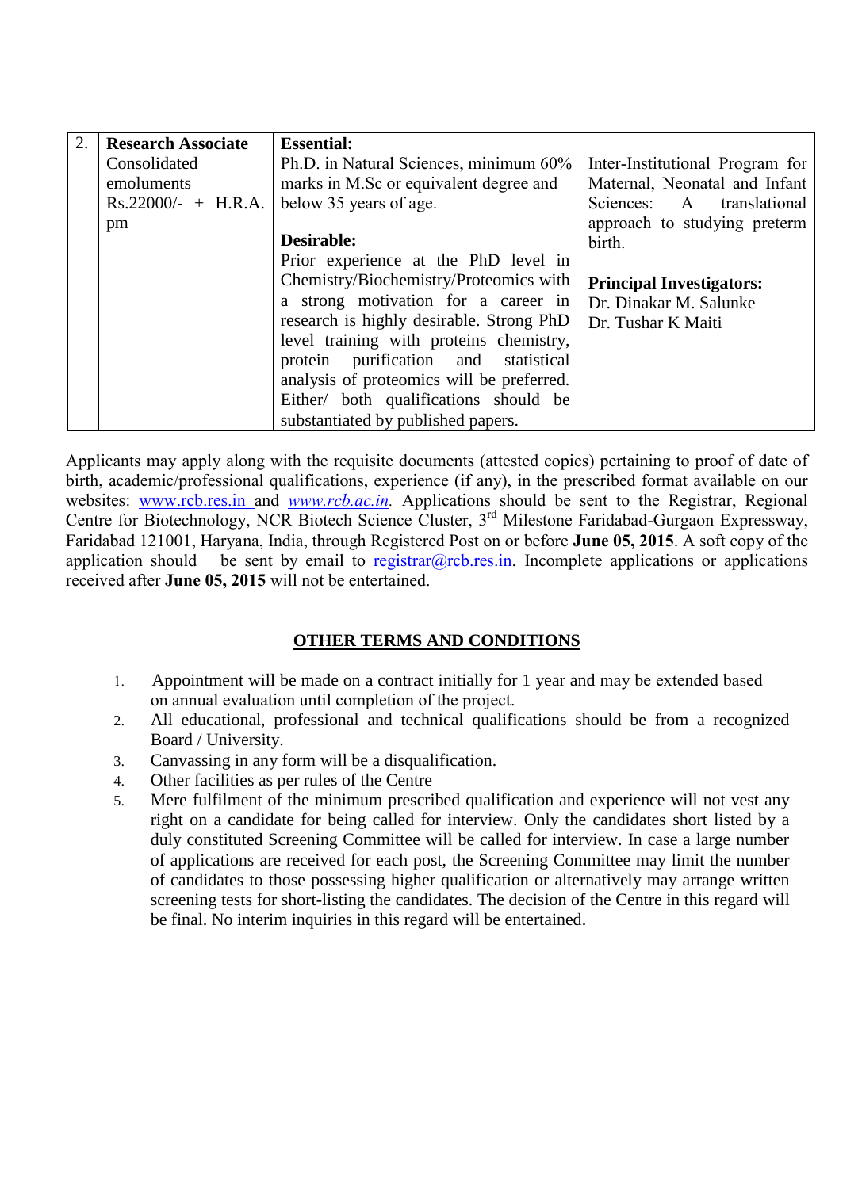| | | | |
|---|---|---|---|
| 2. | **Research Associate**<br>Consolidated emoluments Rs.22000/- + H.R.A. pm | **Essential:**<br>Ph.D. in Natural Sciences, minimum 60% marks in M.Sc or equivalent degree and below 35 years of age.<br><br>**Desirable:**<br>Prior experience at the PhD level in Chemistry/Biochemistry/Proteomics with a strong motivation for a career in research is highly desirable. Strong PhD level training with proteins chemistry, protein purification and statistical analysis of proteomics will be preferred. Either/ both qualifications should be substantiated by published papers. | Inter-Institutional Program for Maternal, Neonatal and Infant Sciences: A translational approach to studying preterm birth.<br><br>**Principal Investigators:**<br>Dr. Dinakar M. Salunke<br>Dr. Tushar K Maiti |

Applicants may apply along with the requisite documents (attested copies) pertaining to proof of date of birth, academic/professional qualifications, experience (if any), in the prescribed format available on our websites: www.rcb.res.in and *www.rcb.ac.in*. Applications should be sent to the Registrar, Regional Centre for Biotechnology, NCR Biotech Science Cluster, 3rd Milestone Faridabad-Gurgaon Expressway, Faridabad 121001, Haryana, India, through Registered Post on or before **June 05, 2015**. A soft copy of the application should be sent by email to registrar@rcb.res.in. Incomplete applications or applications received after **June 05, 2015** will not be entertained.

## OTHER TERMS AND CONDITIONS

1. Appointment will be made on a contract initially for 1 year and may be extended based on annual evaluation until completion of the project.
2. All educational, professional and technical qualifications should be from a recognized Board / University.
3. Canvassing in any form will be a disqualification.
4. Other facilities as per rules of the Centre
5. Mere fulfilment of the minimum prescribed qualification and experience will not vest any right on a candidate for being called for interview. Only the candidates short listed by a duly constituted Screening Committee will be called for interview. In case a large number of applications are received for each post, the Screening Committee may limit the number of candidates to those possessing higher qualification or alternatively may arrange written screening tests for short-listing the candidates. The decision of the Centre in this regard will be final. No interim inquiries in this regard will be entertained.